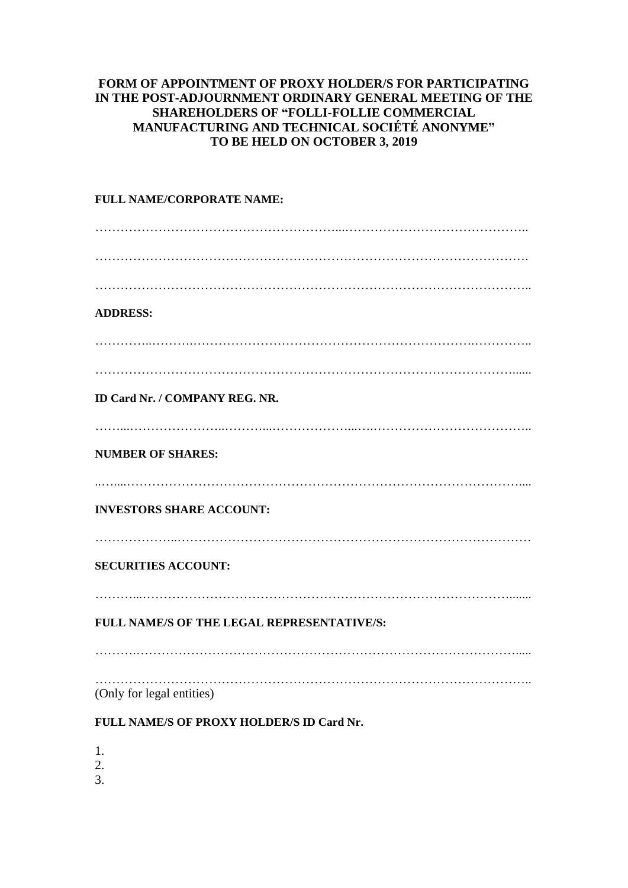**FORM OF APPOINTMENT OF PROXY HOLDER/S FOR PARTICIPATING IN THE POST-ADJOURNMENT ORDINARY GENERAL MEETING OF THE SHAREHOLDERS OF "FOLLI-FOLLIE COMMERCIAL MANUFACTURING AND TECHNICAL SOCIÉTÉ ANONYME" TO BE HELD ON OCTOBER 3, 2019**

**FULL NAME/CORPORATE NAME:**

…………………………………………………………………………………………………

…………………………………………………………………………………………………

…………………………………………………………………………………………………

**ADDRESS:**

…………………………………………………………………………………………………

…………………………………………………………………………………………………

**ID Card Nr. / COMPANY REG. NR.**

…………………………………………………………………………………………………

**NUMBER OF SHARES:**

…………………………………………………………………………………………………

**INVESTORS SHARE ACCOUNT:**

…………………………………………………………………………………………………

**SECURITIES ACCOUNT:**

…………………………………………………………………………………………………

**FULL NAME/S OF THE LEGAL REPRESENTATIVE/S:**

…………………………………………………………………………………………………

…………………………………………………………………………………………………
(Only for legal entities)

**FULL NAME/S OF PROXY HOLDER/S ID Card Nr.**

1.
2.
3.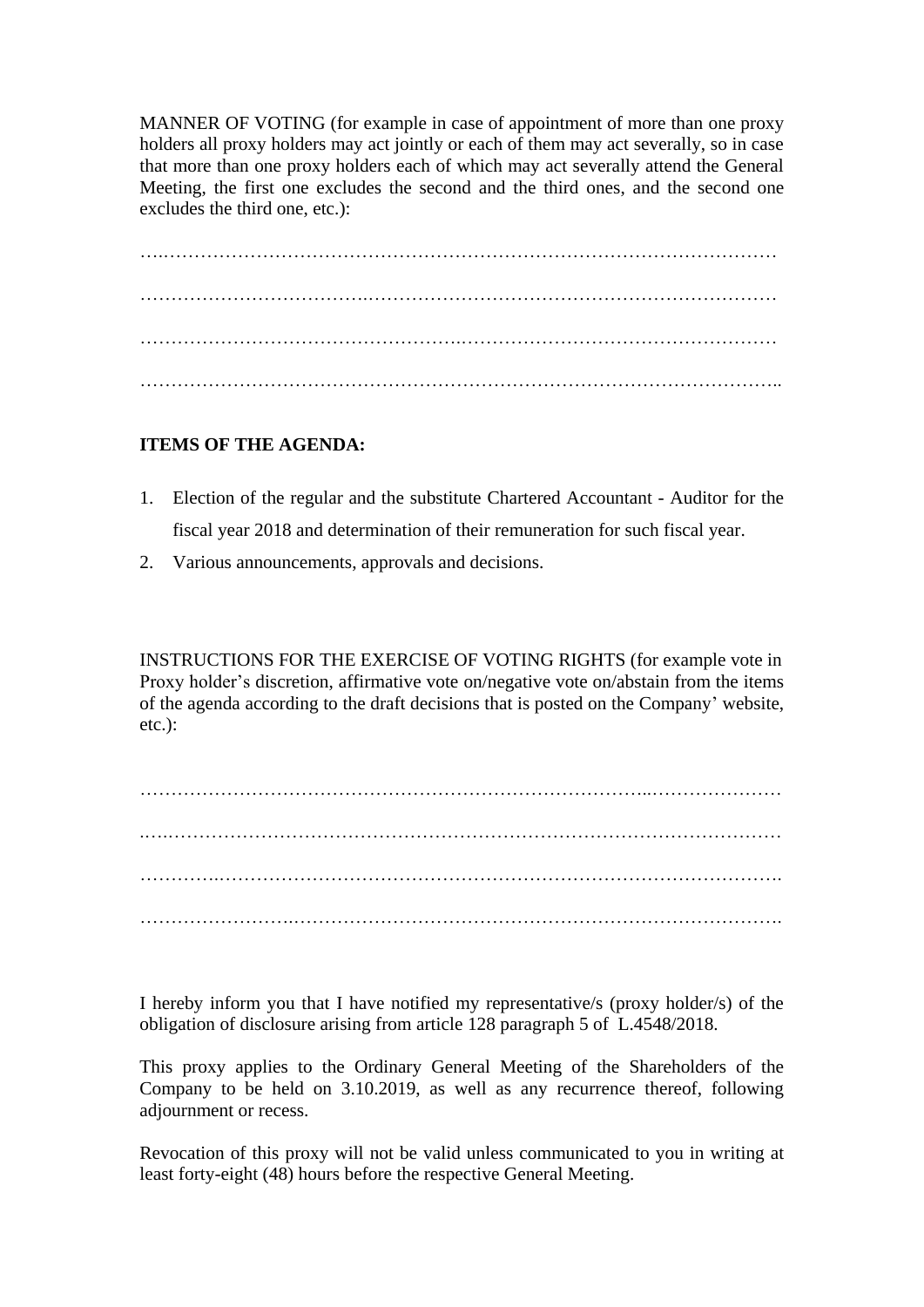MANNER OF VOTING (for example in case of appointment of more than one proxy holders all proxy holders may act jointly or each of them may act severally, so in case that more than one proxy holders each of which may act severally attend the General Meeting, the first one excludes the second and the third ones, and the second one excludes the third one, etc.):

…..…………………………………………………………………………………

……………………………….……………………………………………………

…………………………………………….………………………………………

…………………………………………………………………………………………..

**ITEMS OF THE AGENDA:**

1. Election of the regular and the substitute Chartered Accountant - Auditor for the fiscal year 2018 and determination of their remuneration for such fiscal year.
2. Various announcements, approvals and decisions.

INSTRUCTIONS FOR THE EXERCISE OF VOTING RIGHTS (for example vote in Proxy holder's discretion, affirmative vote on/negative vote on/abstain from the items of the agenda according to the draft decisions that is posted on the Company' website, etc.):

………………………………………………………………………...…………………

.…..…………………………………………………………………………………………

………….……………………………………………………………………………….

……………………..…………………………………………………………………….

I hereby inform you that I have notified my representative/s (proxy holder/s) of the obligation of disclosure arising from article 128 paragraph 5 of L.4548/2018.

This proxy applies to the Ordinary General Meeting of the Shareholders of the Company to be held on 3.10.2019, as well as any recurrence thereof, following adjournment or recess.

Revocation of this proxy will not be valid unless communicated to you in writing at least forty-eight (48) hours before the respective General Meeting.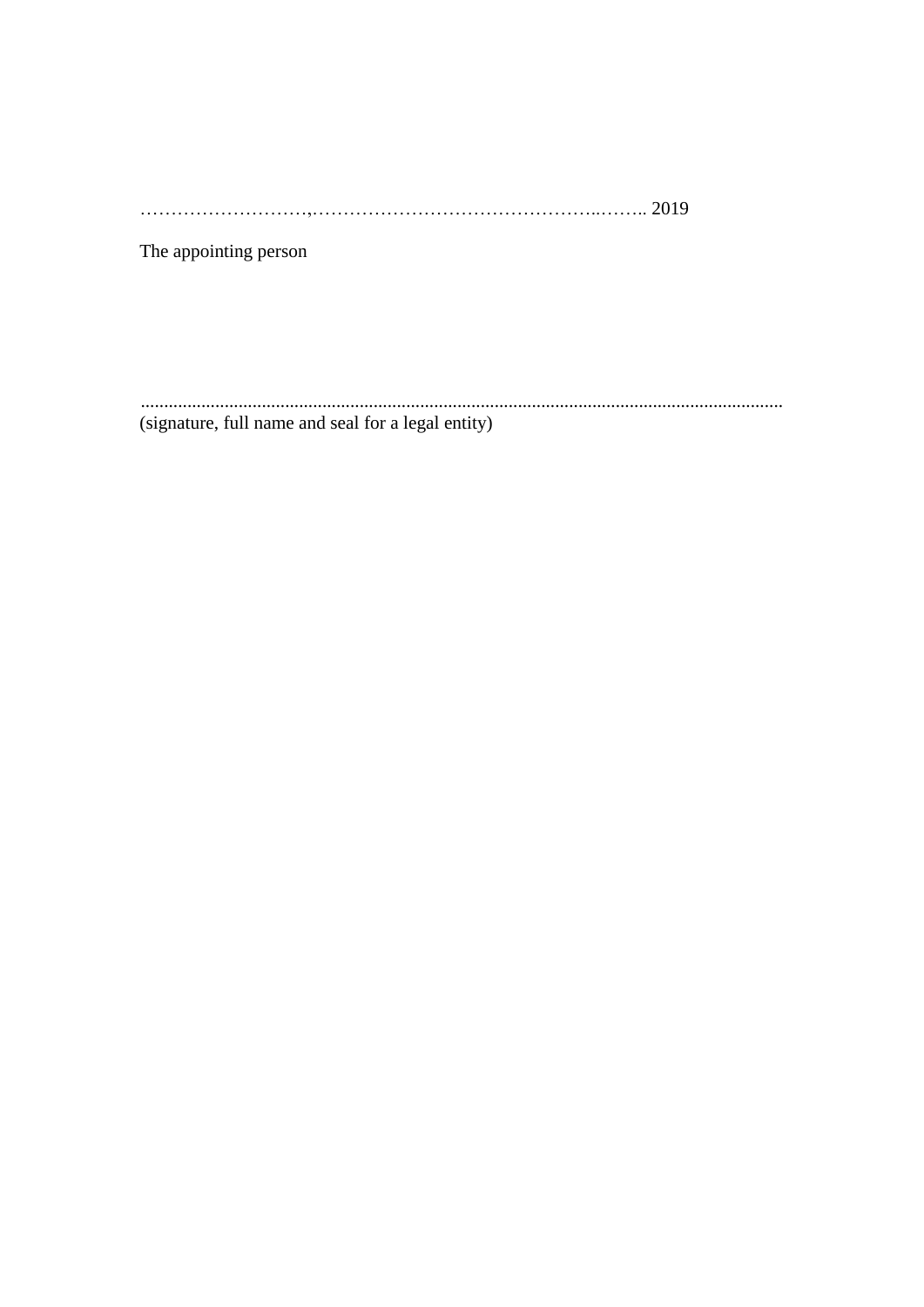………………………,………………………………………..…….. 2019

The appointing person

..........................................................................................................................................
(signature, full name and seal for a legal entity)